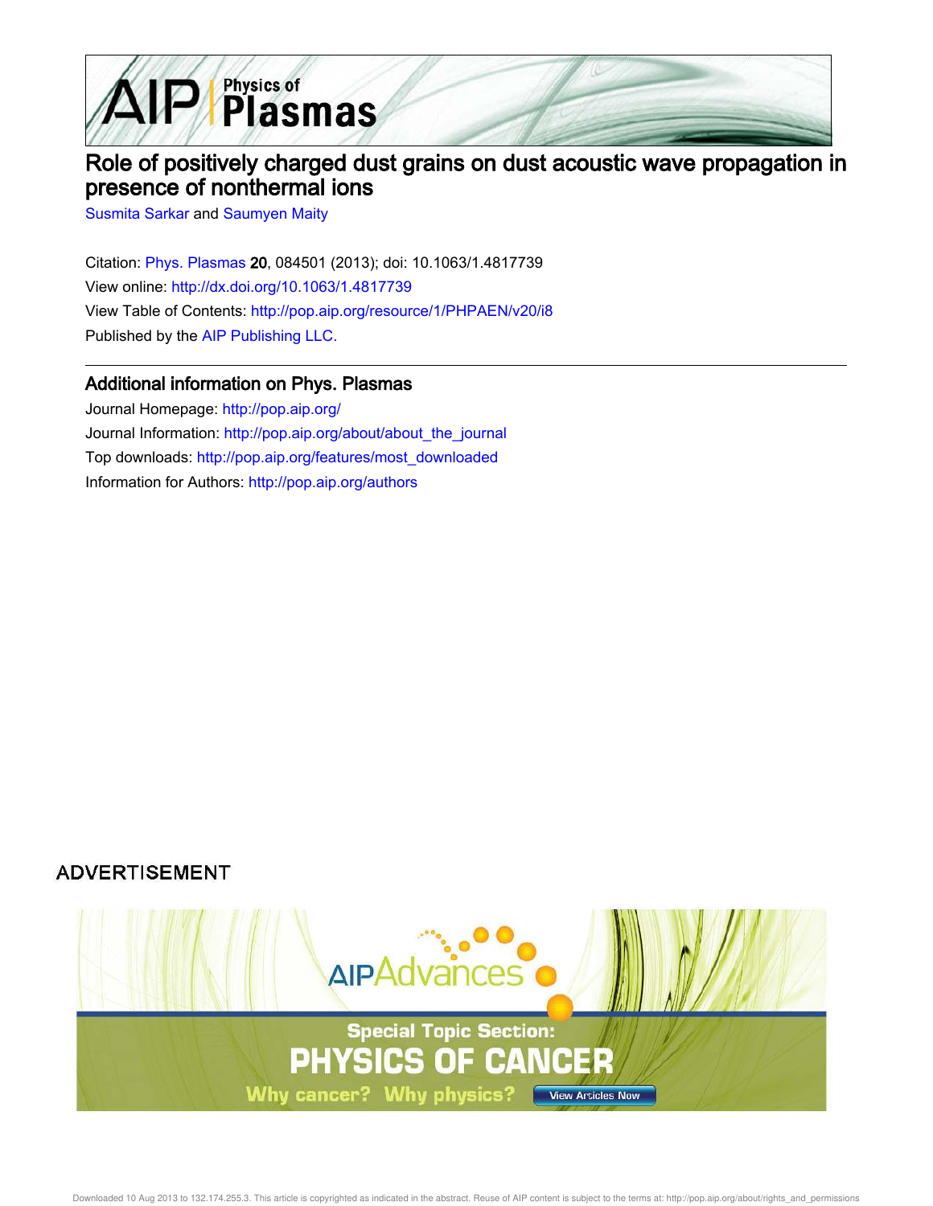# Role of positively charged dust grains on dust acoustic wave propagation in presence of nonthermal ions

Susmita Sarkar and Saumyen Maity

Citation: Phys. Plasmas **20**, 084501 (2013); doi: 10.1063/1.4817739

View online: http://dx.doi.org/10.1063/1.4817739

View Table of Contents: http://pop.aip.org/resource/1/PHPAEN/v20/i8

Published by the AIP Publishing LLC.

## Additional information on Phys. Plasmas

Journal Homepage: http://pop.aip.org/

Journal Information: http://pop.aip.org/about/about_the_journal

Top downloads: http://pop.aip.org/features/most_downloaded

Information for Authors: http://pop.aip.org/authors

ADVERTISEMENT

AIPAdvances

Special Topic Section: PHYSICS OF CANCER

Why cancer? Why physics? View Articles Now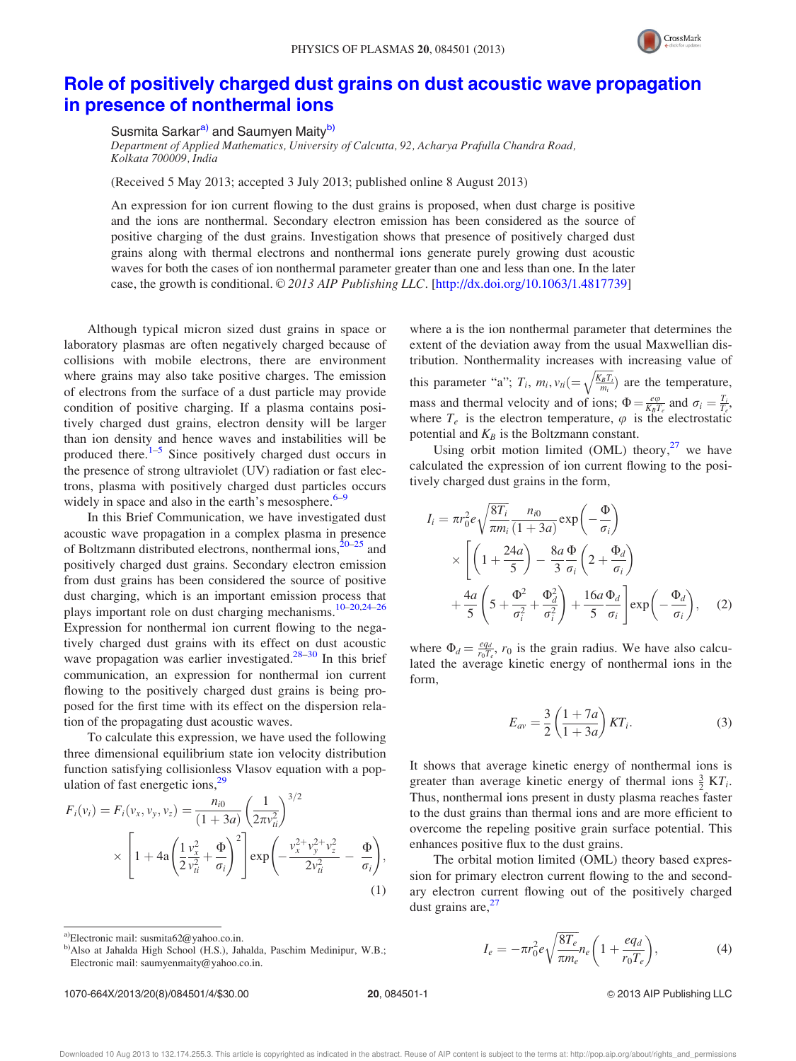# Role of positively charged dust grains on dust acoustic wave propagation in presence of nonthermal ions

Susmita Sarkar[a] and Saumyen Maity[b]

*Department of Applied Mathematics, University of Calcutta, 92, Acharya Prafulla Chandra Road, Kolkata 700009, India*

(Received 5 May 2013; accepted 3 July 2013; published online 8 August 2013)

An expression for ion current flowing to the dust grains is proposed, when dust charge is positive and the ions are nonthermal. Secondary electron emission has been considered as the source of positive charging of the dust grains. Investigation shows that presence of positively charged dust grains along with thermal electrons and nonthermal ions generate purely growing dust acoustic waves for both the cases of ion nonthermal parameter greater than one and less than one. In the later case, the growth is conditional. © 2013 AIP Publishing LLC. [http://dx.doi.org/10.1063/1.4817739]

Although typical micron sized dust grains in space or laboratory plasmas are often negatively charged because of collisions with mobile electrons, there are environment where grains may also take positive charges. The emission of electrons from the surface of a dust particle may provide condition of positive charging. If a plasma contains positively charged dust grains, electron density will be larger than ion density and hence waves and instabilities will be produced there.[1–5] Since positively charged dust occurs in the presence of strong ultraviolet (UV) radiation or fast electrons, plasma with positively charged dust particles occurs widely in space and also in the earth's mesosphere.[6–9]

In this Brief Communication, we have investigated dust acoustic wave propagation in a complex plasma in presence of Boltzmann distributed electrons, nonthermal ions,[20–25] and positively charged dust grains. Secondary electron emission from dust grains has been considered the source of positive dust charging, which is an important emission process that plays important role on dust charging mechanisms.[10–20,24–26] Expression for nonthermal ion current flowing to the negatively charged dust grains with its effect on dust acoustic wave propagation was earlier investigated.[28–30] In this brief communication, an expression for nonthermal ion current flowing to the positively charged dust grains is being proposed for the first time with its effect on the dispersion relation of the propagating dust acoustic waves.

To calculate this expression, we have used the following three dimensional equilibrium state ion velocity distribution function satisfying collisionless Vlasov equation with a population of fast energetic ions,[29]

$$F_i(v_i) = F_i(v_x, v_y, v_z) = \frac{n_{i0}}{(1+3a)}\left(\frac{1}{2\pi v_{ti}^2}\right)^{3/2} \times \left[1 + 4a\left(\frac{1}{2}\frac{v_x^2}{v_{ti}^2} + \frac{\Phi}{\sigma_i}\right)^2\right]\exp\left(-\frac{v_x^2+v_y^2+v_z^2}{2v_{ti}^2} - \frac{\Phi}{\sigma_i}\right), \tag{1}$$

where a is the ion nonthermal parameter that determines the extent of the deviation away from the usual Maxwellian distribution. Nonthermality increases with increasing value of this parameter "a"; $T_i$, $m_i$, $v_{ti}\left(=\sqrt{\frac{K_B T_i}{m_i}}\right)$ are the temperature, mass and thermal velocity and of ions; $\Phi = \frac{e\varphi}{K_B T_e}$ and $\sigma_i = \frac{T_i}{T_e}$, where $T_e$ is the electron temperature, $\varphi$ is the electrostatic potential and $K_B$ is the Boltzmann constant.

Using orbit motion limited (OML) theory,[27] we have calculated the expression of ion current flowing to the positively charged dust grains in the form,

$$I_i = \pi r_0^2 e\sqrt{\frac{8T_i}{\pi m_i}}\frac{n_{i0}}{(1+3a)}\exp\left(-\frac{\Phi}{\sigma_i}\right) \times \left[\left(1+\frac{24a}{5}\right) - \frac{8a}{3}\frac{\Phi}{\sigma_i}\left(2+\frac{\Phi_d}{\sigma_i}\right) + \frac{4a}{5}\left(5+\frac{\Phi^2}{\sigma_i^2}+\frac{\Phi_d^2}{\sigma_i^2}\right) + \frac{16a}{5}\frac{\Phi_d}{\sigma_i}\right]\exp\left(-\frac{\Phi_d}{\sigma_i}\right), \tag{2}$$

where $\Phi_d = \frac{eq_d}{r_0 T_e}$, $r_0$ is the grain radius. We have also calculated the average kinetic energy of nonthermal ions in the form,

$$E_{av} = \frac{3}{2}\left(\frac{1+7a}{1+3a}\right)KT_i. \tag{3}$$

It shows that average kinetic energy of nonthermal ions is greater than average kinetic energy of thermal ions $\frac{3}{2}$ $KT_i$. Thus, nonthermal ions present in dusty plasma reaches faster to the dust grains than thermal ions and are more efficient to overcome the repeling positive grain surface potential. This enhances positive flux to the dust grains.

The orbital motion limited (OML) theory based expression for primary electron current flowing to the and secondary electron current flowing out of the positively charged dust grains are,[27]

$$I_e = -\pi r_0^2 e\sqrt{\frac{8T_e}{\pi m_e}}n_e\left(1+\frac{eq_d}{r_0 T_e}\right), \tag{4}$$

---

[a] Electronic mail: susmita62@yahoo.co.in.

[b] Also at Jahalda High School (H.S.), Jahalda, Paschim Medinipur, W.B.; Electronic mail: saumyenmaity@yahoo.co.in.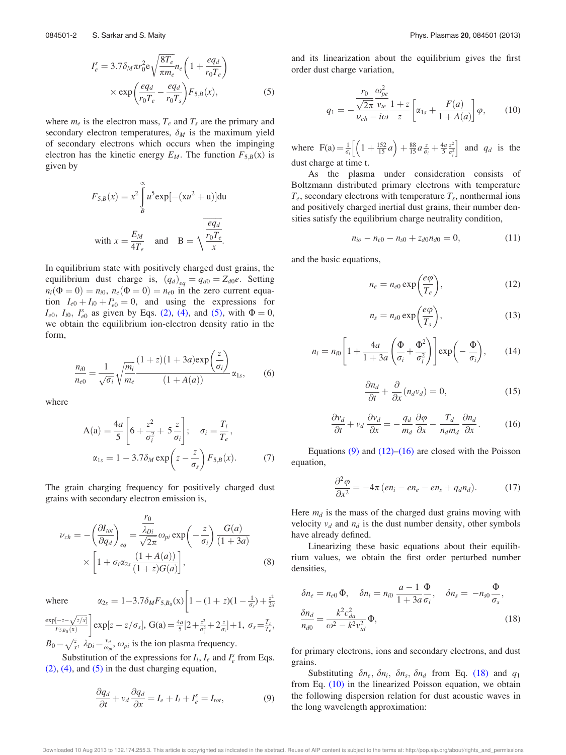$$I_e^s = 3.7\delta_M \pi r_0^2 e\sqrt{\frac{8T_e}{\pi m_e}} n_e\left(1+\frac{eq_d}{r_0 T_e}\right) \times \exp\left(\frac{eq_d}{r_0 T_e} - \frac{eq_d}{r_0 T_s}\right) F_{5,B}(x), \tag{5}$$

where $m_e$ is the electron mass, $T_e$ and $T_s$ are the primary and secondary electron temperatures, $\delta_M$ is the maximum yield of secondary electrons which occurs when the impinging electron has the kinetic energy $E_M$. The function $F_{5,B}(x)$ is given by

$$F_{5,B}(x) = x^2 \int_B^{\infty} u^5 \exp[-(xu^2 + u)] du$$

$$\text{with } x = \frac{E_M}{4T_e} \quad \text{and} \quad B = \sqrt{\frac{\frac{eq_d}{r_0 T_e}}{x}}.$$

In equilibrium state with positively charged dust grains, the equilibrium dust charge is, $(q_d)_{eq} = q_{d0} = Z_{d0} e$. Setting $n_i(\Phi = 0) = n_{i0}$, $n_e(\Phi = 0) = n_{e0}$ in the zero current equation $I_{e0} + I_{i0} + I_{e0}^s = 0$, and using the expressions for $I_{e0}$, $I_{i0}$, $I_{e0}^s$ as given by Eqs. (2), (4), and (5), with $\Phi = 0$, we obtain the equilibrium ion-electron density ratio in the form,

$$\frac{n_{i0}}{n_{e0}} = \frac{1}{\sqrt{\sigma_i}}\sqrt{\frac{m_i}{m_e}} \frac{(1+z)(1+3a)\exp\left(\frac{z}{\sigma_i}\right)}{(1+A(a))} \alpha_{1s}, \tag{6}$$

where

$$A(a) = \frac{4a}{5}\left[6 + \frac{z^2}{\sigma_i^2} + 5\frac{z}{\sigma_i}\right]; \quad \sigma_i = \frac{T_i}{T_e},$$
$$\alpha_{1s} = 1 - 3.7\delta_M \exp\left(z - \frac{z}{\sigma_s}\right) F_{5,B}(x). \tag{7}$$

The grain charging frequency for positively charged dust grains with secondary electron emission is,

$$\nu_{ch} = -\left(\frac{\partial I_{tot}}{\partial q_d}\right)_{eq} = \frac{\frac{r_0}{\lambda_{Di}}}{\sqrt{2\pi}} \omega_{pi} \exp\left(-\frac{z}{\sigma_i}\right) \frac{G(a)}{(1+3a)} \times \left[1 + \sigma_i \alpha_{2s} \frac{(1+A(a))}{(1+z)G(a)}\right], \tag{8}$$

where $\alpha_{2s} = 1 - 3.7\delta_M F_{5,B_0}(x)\left[1 - (1+z)(1-\frac{1}{\sigma_s}) + \frac{z^2}{2x} \frac{\exp[-z-\sqrt{z/x}]}{F_{5,B_0}(x)}\right] \exp[z - z/\sigma_s]$, $G(a) = \frac{4a}{5}[2 + \frac{z^2}{\sigma_i^2} + 2\frac{z}{\sigma_i}] + 1$, $\sigma_s = \frac{T_s}{T_e}$, $B_0 = \sqrt{\frac{z}{x}}$, $\lambda_{Di} = \frac{v_{ti}}{\omega_{pi}}$, $\omega_{pi}$ is the ion plasma frequency.

Substitution of the expressions for $I_i$, $I_e$ and $I_e^s$ from Eqs. (2), (4), and (5) in the dust charging equation,

$$\frac{\partial q_d}{\partial t} + v_d \frac{\partial q_d}{\partial x} = I_e + I_i + I_e^s = I_{tot}, \tag{9}$$

and its linearization about the equilibrium gives the first order dust charge variation,

$$q_1 = -\frac{\frac{r_0}{\sqrt{2\pi}} \frac{\omega_{pe}^2}{v_{te}}}{\nu_{ch} - i\omega} \frac{1+z}{z}\left[\alpha_{1s} + \frac{F(a)}{1+A(a)}\right]\varphi, \tag{10}$$

where $F(a) = \frac{1}{\sigma_i}\left[\left(1 + \frac{152}{15}a\right) + \frac{88}{15}a\frac{z}{\sigma_i} + \frac{4a}{5}\frac{z^2}{\sigma_i^2}\right]$ and $q_d$ is the dust charge at time t.

As the plasma under consideration consists of Boltzmann distributed primary electrons with temperature $T_e$, secondary electrons with temperature $T_s$, nonthermal ions and positively charged inertial dust grains, their number densities satisfy the equilibrium charge neutrality condition,

$$n_{io} - n_{e0} - n_{s0} + z_{d0} n_{d0} = 0, \tag{11}$$

and the basic equations,

$$n_e = n_{e0} \exp\left(\frac{e\varphi}{T_e}\right), \tag{12}$$

$$n_s = n_{s0} \exp\left(\frac{e\varphi}{T_s}\right), \tag{13}$$

$$n_i = n_{i0}\left[1 + \frac{4a}{1+3a}\left(\frac{\Phi}{\sigma_i} + \frac{\Phi^2}{\sigma_i^2}\right)\right]\exp\left(-\frac{\Phi}{\sigma_i}\right), \tag{14}$$

$$\frac{\partial n_d}{\partial t} + \frac{\partial}{\partial x}(n_d v_d) = 0, \tag{15}$$

$$\frac{\partial v_d}{\partial t} + v_d \frac{\partial v_d}{\partial x} = -\frac{q_d}{m_d}\frac{\partial \varphi}{\partial x} - \frac{T_d}{n_d m_d}\frac{\partial n_d}{\partial x}. \tag{16}$$

Equations (9) and (12)–(16) are closed with the Poisson equation,

$$\frac{\partial^2 \varphi}{\partial x^2} = -4\pi(en_i - en_e - en_s + q_d n_d). \tag{17}$$

Here $m_d$ is the mass of the charged dust grains moving with velocity $v_d$ and $n_d$ is the dust number density, other symbols have already defined.

Linearizing these basic equations about their equilibrium values, we obtain the first order perturbed number densities,

$$\delta n_e = n_{e0}\Phi, \quad \delta n_i = n_{i0}\frac{a-1}{1+3a}\frac{\Phi}{\sigma_i}, \quad \delta n_s = -n_{s0}\frac{\Phi}{\sigma_s},$$
$$\frac{\delta n_d}{n_{d0}} = \frac{k^2 c_{da}^2}{\omega^2 - k^2 v_{td}^2}\Phi, \tag{18}$$

for primary electrons, ions and secondary electrons, and dust grains.

Substituting $\delta n_e$, $\delta n_i$, $\delta n_s$, $\delta n_d$ from Eq. (18) and $q_1$ from Eq. (10) in the linearized Poisson equation, we obtain the following dispersion relation for dust acoustic waves in the long wavelength approximation: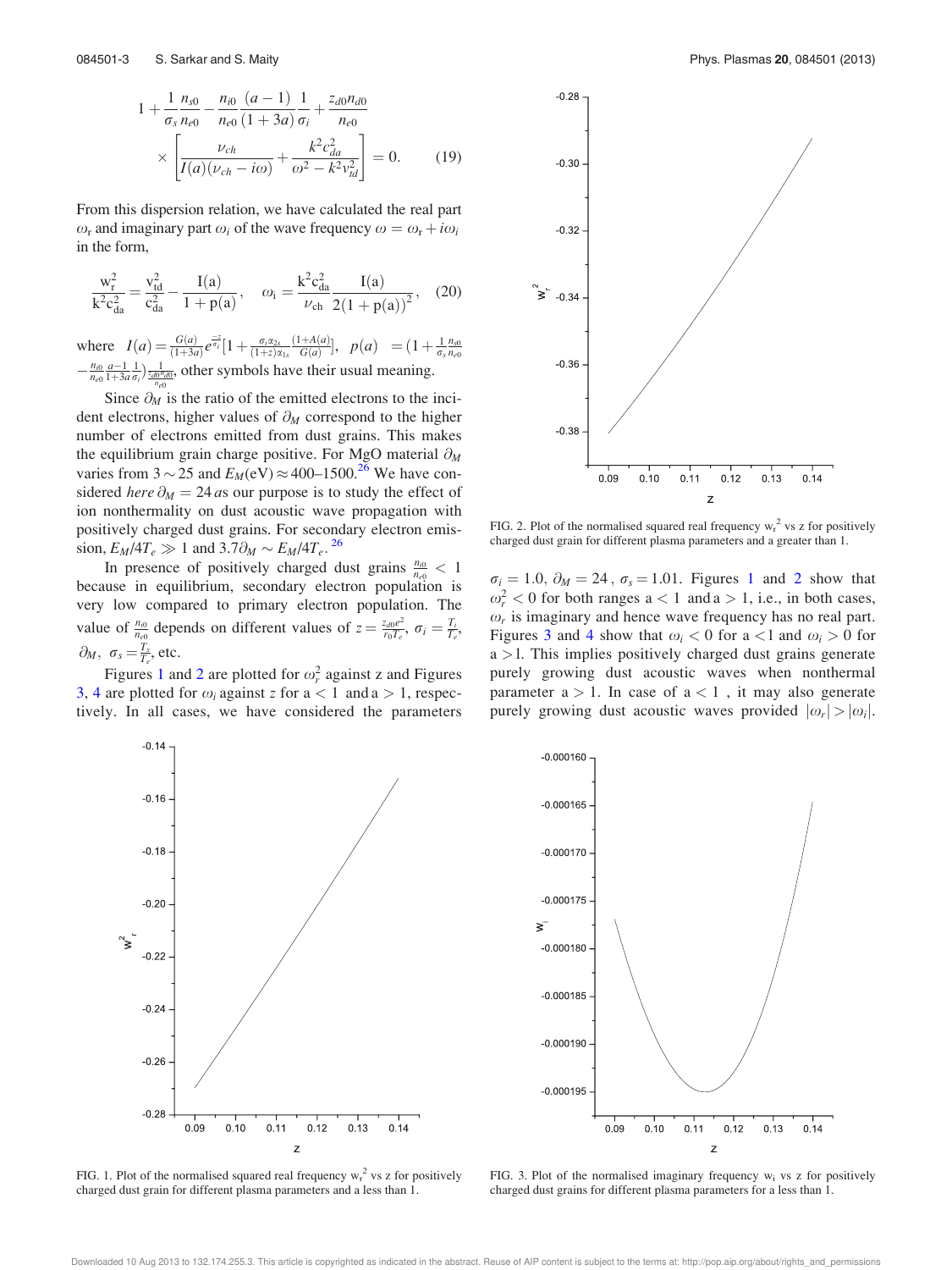$$1+\frac{1}{\sigma_s}\frac{n_{s0}}{n_{e0}}-\frac{n_{i0}}{n_{e0}}\frac{(a-1)}{(1+3a)}\frac{1}{\sigma_i}+\frac{z_{d0}n_{d0}}{n_{e0}}\times\left[\frac{\nu_{ch}}{I(a)(\nu_{ch}-i\omega)}+\frac{k^2c_{da}^2}{\omega^2-k^2v_{td}^2}\right]=0. \tag{19}$$

From this dispersion relation, we have calculated the real part $\omega_r$ and imaginary part $\omega_i$ of the wave frequency $\omega=\omega_r+i\omega_i$ in the form,

$$\frac{w_r^2}{k^2c_{da}^2}=\frac{v_{td}^2}{c_{da}^2}-\frac{I(a)}{1+p(a)},\quad \omega_i=\frac{k^2c_{da}^2}{\nu_{ch}}\frac{I(a)}{2(1+p(a))^2}, \tag{20}$$

where $I(a)=\frac{G(a)}{(1+3a)}e^{\frac{-z}{\sigma_i}}[1+\frac{\sigma_i\alpha_{2s}}{(1+z)\alpha_{1s}}\frac{(1+A(a))}{G(a)}]$, $p(a)=(1+\frac{1}{\sigma_s}\frac{n_{s0}}{n_{e0}}-\frac{n_{i0}}{n_{e0}}\frac{a-1}{1+3a}\frac{1}{\sigma_i})\frac{1}{\frac{z_{d0}n_{d0}}{n_{e0}}}$, other symbols have their usual meaning.

Since $\partial_M$ is the ratio of the emitted electrons to the incident electrons, higher values of $\partial_M$ correspond to the higher number of electrons emitted from dust grains. This makes the equilibrium grain charge positive. For MgO material $\partial_M$ varies from $3\sim 25$ and $E_M(\text{eV})\approx 400–1500$.[26] We have considered *here* $\partial_M=24$ *as* our purpose is to study the effect of ion nonthermality on dust acoustic wave propagation with positively charged dust grains. For secondary electron emission, $E_M/4T_e\gg 1$ and $3.7\partial_M\sim E_M/4T_e$.[26]

In presence of positively charged dust grains $\frac{n_{s0}}{n_{e0}}<1$ because in equilibrium, secondary electron population is very low compared to primary electron population. The value of $\frac{n_{i0}}{n_{e0}}$ depends on different values of $z=\frac{z_{d0}e^2}{r_0T_e}$, $\sigma_i=\frac{T_i}{T_e}$, $\partial_M$, $\sigma_s=\frac{T_s}{T_e}$, etc.

Figures 1 and 2 are plotted for $\omega_r^2$ against z and Figures 3, 4 are plotted for $\omega_i$ against $z$ for a $<1$ and a $>1$, respectively. In all cases, we have considered the parameters $\sigma_i=1.0$, $\partial_M=24$, $\sigma_s=1.01$. Figures 1 and 2 show that $\omega_r^2<0$ for both ranges a $<1$ and a $>1$, i.e., in both cases, $\omega_r$ is imaginary and hence wave frequency has no real part. Figures 3 and 4 show that $\omega_i<0$ for a $<1$ and $\omega_i>0$ for a $>1$. This implies positively charged dust grains generate purely growing dust acoustic waves when nonthermal parameter a $>1$. In case of a $<1$, it may also generate purely growing dust acoustic waves provided $|\omega_r|>|\omega_i|$.

FIG. 1. Plot of the normalised squared real frequency $w_r^2$ vs z for positively charged dust grain for different plasma parameters and a less than 1.

FIG. 2. Plot of the normalised squared real frequency $w_r^2$ vs z for positively charged dust grain for different plasma parameters and a greater than 1.

FIG. 3. Plot of the normalised imaginary frequency $w_i$ vs z for positively charged dust grains for different plasma parameters for a less than 1.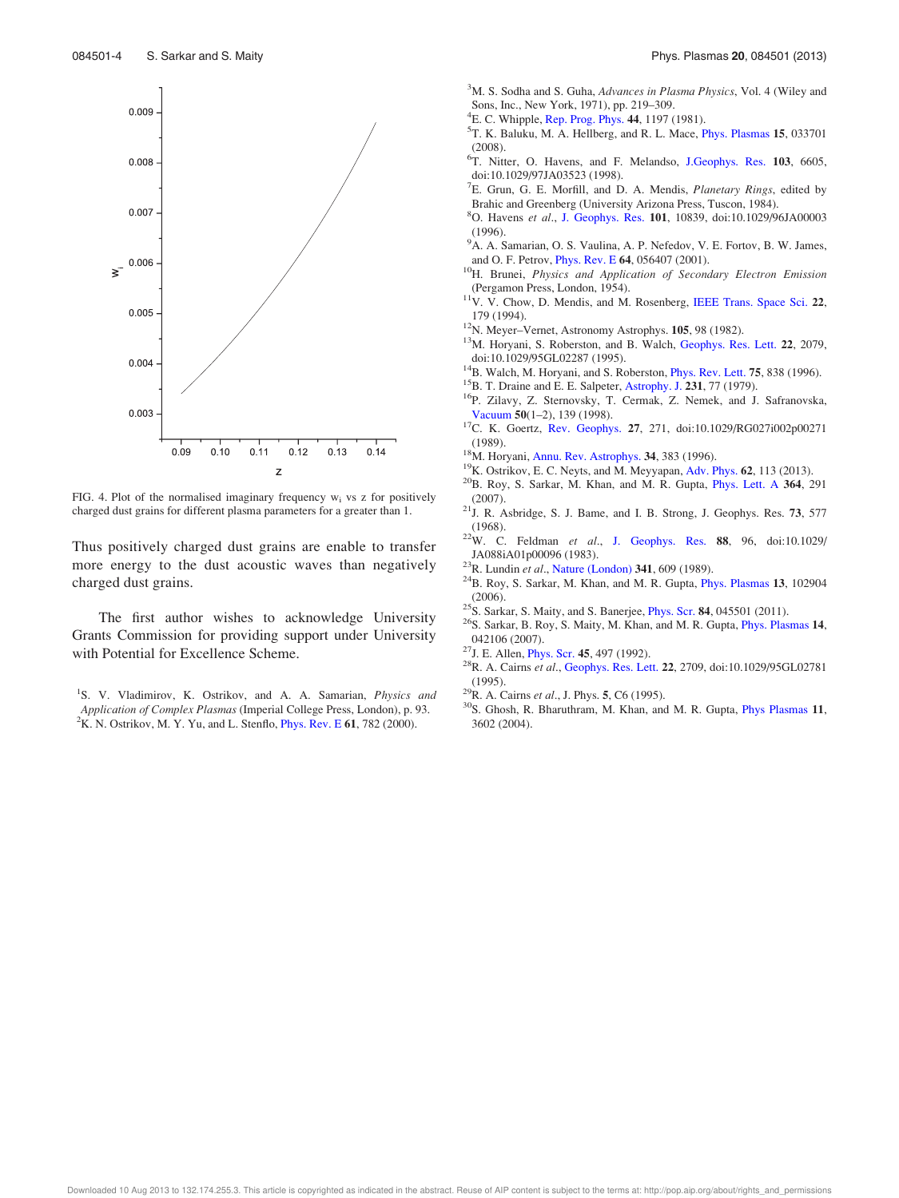0.009
0.008
0.007
0.006
0.005
0.004
0.003
$w_i$
0.09 0.10 0.11 0.12 0.13 0.14
z

FIG. 4. Plot of the normalised imaginary frequency $w_i$ vs z for positively charged dust grains for different plasma parameters for a greater than 1.

Thus positively charged dust grains are enable to transfer more energy to the dust acoustic waves than negatively charged dust grains.

The first author wishes to acknowledge University Grants Commission for providing support under University with Potential for Excellence Scheme.

[1] S. V. Vladimirov, K. Ostrikov, and A. A. Samarian, *Physics and Application of Complex Plasmas* (Imperial College Press, London), p. 93.

[2] K. N. Ostrikov, M. Y. Yu, and L. Stenflo, Phys. Rev. E **61**, 782 (2000).

[3] M. S. Sodha and S. Guha, *Advances in Plasma Physics*, Vol. 4 (Wiley and Sons, Inc., New York, 1971), pp. 219–309.

[4] E. C. Whipple, Rep. Prog. Phys. **44**, 1197 (1981).

[5] T. K. Baluku, M. A. Hellberg, and R. L. Mace, Phys. Plasmas **15**, 033701 (2008).

[6] T. Nitter, O. Havens, and F. Melandso, J.Geophys. Res. **103**, 6605, doi:10.1029/97JA03523 (1998).

[7] E. Grun, G. E. Morfill, and D. A. Mendis, *Planetary Rings*, edited by Brahic and Greenberg (University Arizona Press, Tuscon, 1984).

[8] O. Havens *et al.*, J. Geophys. Res. **101**, 10839, doi:10.1029/96JA00003 (1996).

[9] A. A. Samarian, O. S. Vaulina, A. P. Nefedov, V. E. Fortov, B. W. James, and O. F. Petrov, Phys. Rev. E **64**, 056407 (2001).

[10] H. Brunei, *Physics and Application of Secondary Electron Emission* (Pergamon Press, London, 1954).

[11] V. V. Chow, D. Mendis, and M. Rosenberg, IEEE Trans. Space Sci. **22**, 179 (1994).

[12] N. Meyer–Vernet, Astronomy Astrophys. **105**, 98 (1982).

[13] M. Horyani, S. Roberston, and B. Walch, Geophys. Res. Lett. **22**, 2079, doi:10.1029/95GL02287 (1995).

[14] B. Walch, M. Horyani, and S. Roberston, Phys. Rev. Lett. **75**, 838 (1996).

[15] B. T. Draine and E. E. Salpeter, Astrophy. J. **231**, 77 (1979).

[16] P. Zilavy, Z. Sternovsky, T. Cermak, Z. Nemek, and J. Safranovska, Vacuum **50**(1–2), 139 (1998).

[17] C. K. Goertz, Rev. Geophys. **27**, 271, doi:10.1029/RG027i002p00271 (1989).

[18] M. Horyani, Annu. Rev. Astrophys. **34**, 383 (1996).

[19] K. Ostrikov, E. C. Neyts, and M. Meyyapan, Adv. Phys. **62**, 113 (2013).

[20] B. Roy, S. Sarkar, M. Khan, and M. R. Gupta, Phys. Lett. A **364**, 291 (2007).

[21] J. R. Asbridge, S. J. Bame, and I. B. Strong, J. Geophys. Res. **73**, 577 (1968).

[22] W. C. Feldman *et al.*, J. Geophys. Res. **88**, 96, doi:10.1029/JA088iA01p00096 (1983).

[23] R. Lundin *et al.*, Nature (London) **341**, 609 (1989).

[24] B. Roy, S. Sarkar, M. Khan, and M. R. Gupta, Phys. Plasmas **13**, 102904 (2006).

[25] S. Sarkar, S. Maity, and S. Banerjee, Phys. Scr. **84**, 045501 (2011).

[26] S. Sarkar, B. Roy, S. Maity, M. Khan, and M. R. Gupta, Phys. Plasmas **14**, 042106 (2007).

[27] J. E. Allen, Phys. Scr. **45**, 497 (1992).

[28] R. A. Cairns *et al.*, Geophys. Res. Lett. **22**, 2709, doi:10.1029/95GL02781 (1995).

[29] R. A. Cairns *et al.*, J. Phys. **5**, C6 (1995).

[30] S. Ghosh, R. Bharuthram, M. Khan, and M. R. Gupta, Phys Plasmas **11**, 3602 (2004).